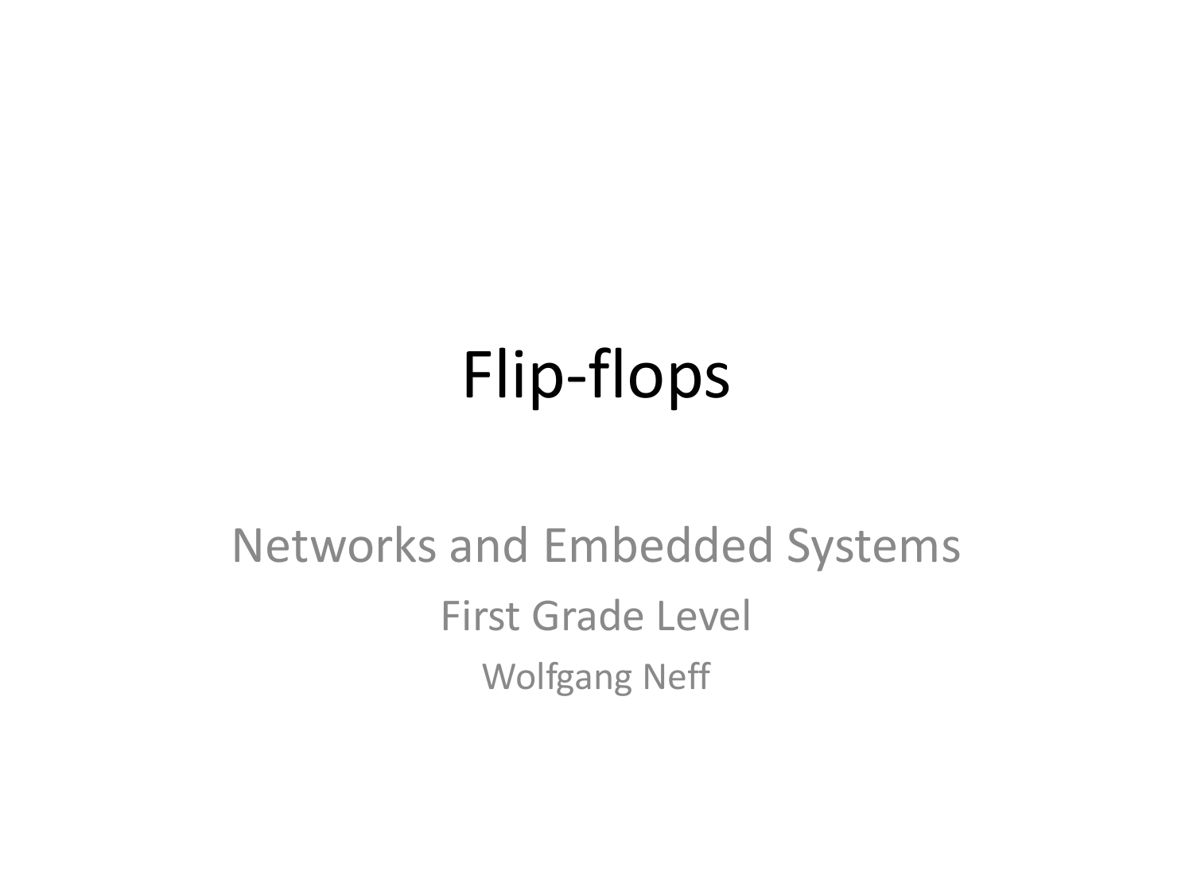# Flip-flops

Networks and Embedded Systems

First Grade Level

Wolfgang Neff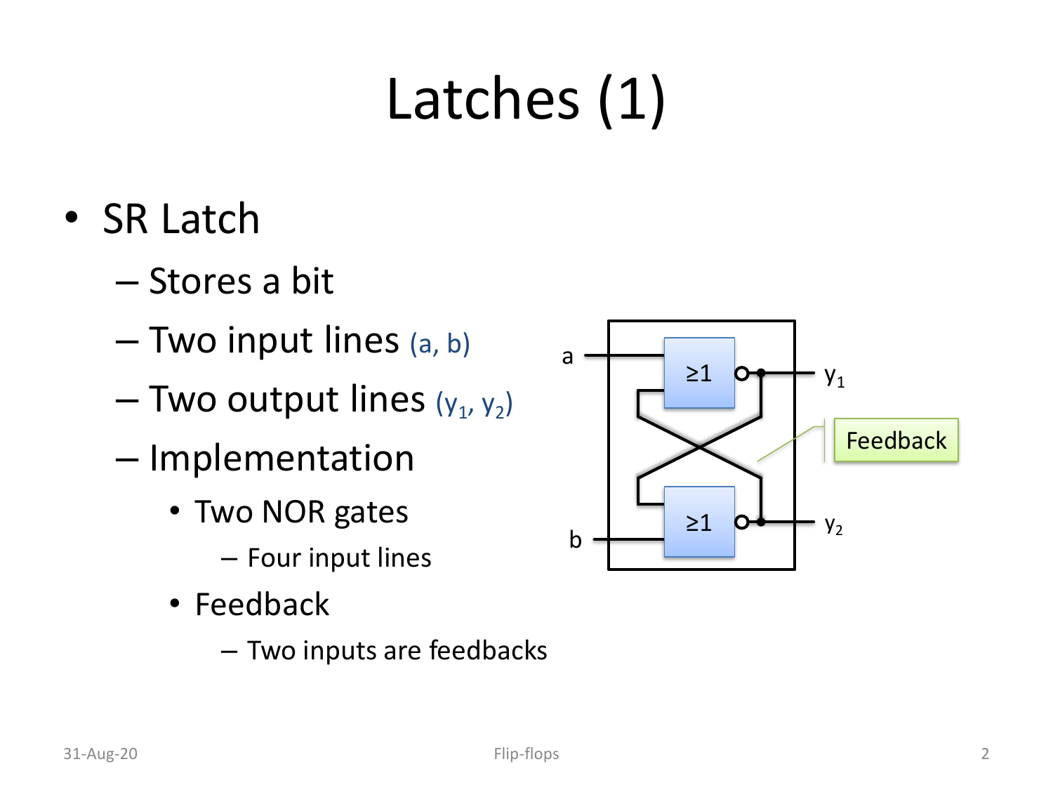# Latches (1)

- SR Latch
  - Stores a bit
  - Two input lines (a, b)
  - Two output lines ($y_1$, $y_2$)
  - Implementation
    - Two NOR gates
      - Four input lines
    - Feedback
      - Two inputs are feedbacks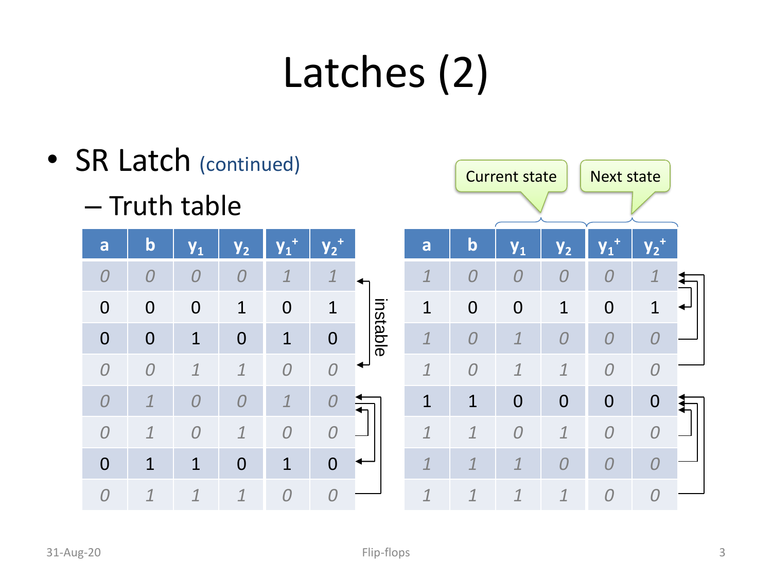# Latches (2)

- SR Latch (continued)
  - Truth table

| a | b | $y_1$ | $y_2$ | $y_1^+$ | $y_2^+$ |
|---|---|---|---|---|---|
| *0* | *0* | *0* | *0* | *1* | *1* |
| 0 | 0 | 0 | 1 | 0 | 1 |
| 0 | 0 | 1 | 0 | 1 | 0 |
| *0* | *0* | *1* | *1* | *0* | *0* |
| *0* | *1* | *0* | *0* | *1* | *0* |
| *0* | *1* | *0* | *1* | *0* | *0* |
| 0 | 1 | 1 | 0 | 1 | 0 |
| *0* | *1* | *1* | *1* | *0* | *0* |

instable

Current state: $y_1$, $y_2$ — Next state: $y_1^+$, $y_2^+$

| a | b | $y_1$ | $y_2$ | $y_1^+$ | $y_2^+$ |
|---|---|---|---|---|---|
| *1* | *0* | *0* | *0* | *0* | *1* |
| 1 | 0 | 0 | 1 | 0 | 1 |
| *1* | *0* | *1* | *0* | *0* | *0* |
| *1* | *0* | *1* | *1* | *0* | *0* |
| 1 | 1 | 0 | 0 | 0 | 0 |
| *1* | *1* | *0* | *1* | *0* | *0* |
| *1* | *1* | *1* | *0* | *0* | *0* |
| *1* | *1* | *1* | *1* | *0* | *0* |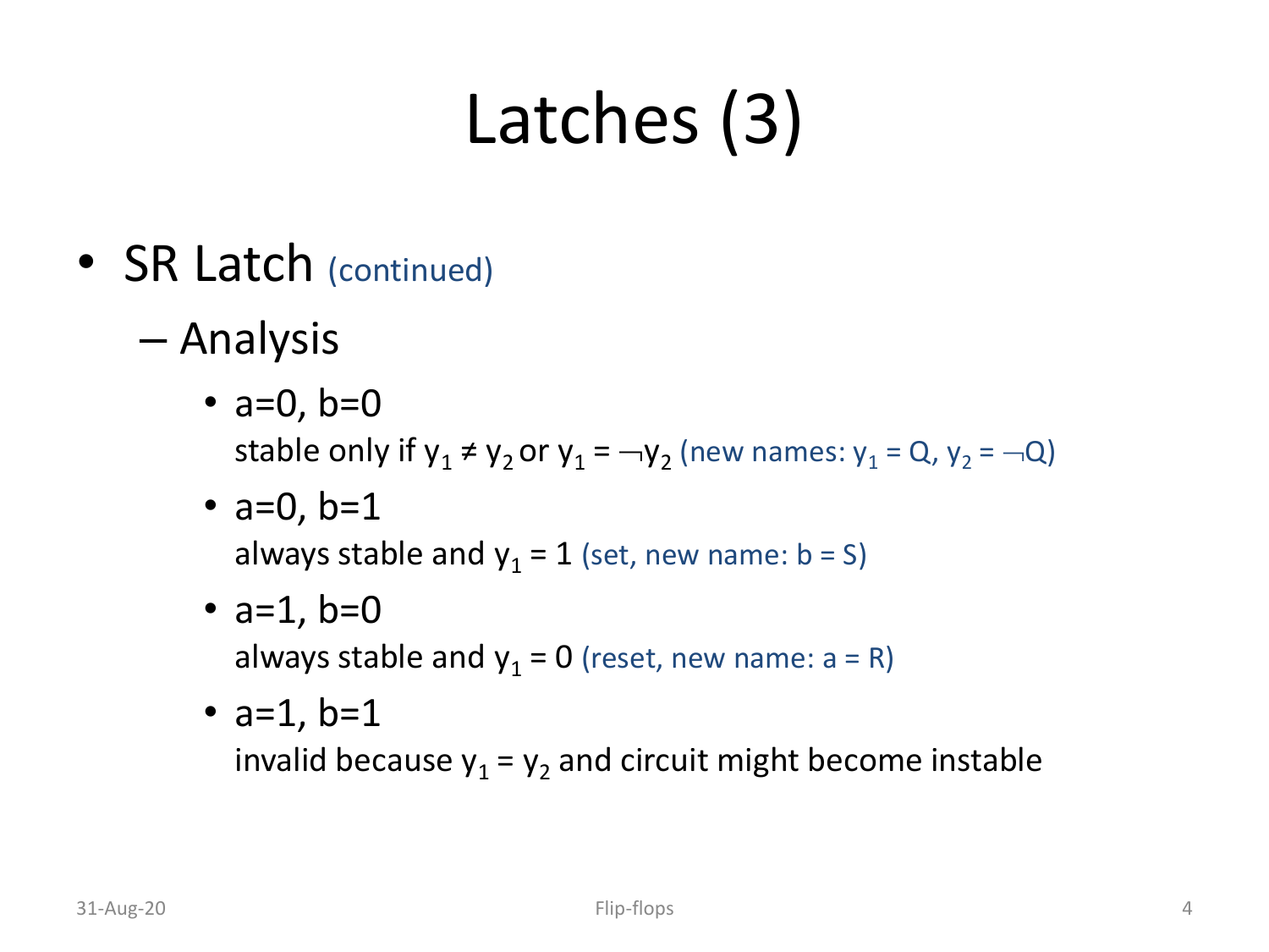# Latches (3)

- SR Latch (continued)
  - Analysis
    - a=0, b=0
      stable only if $y_1 \neq y_2$ or $y_1 = \neg y_2$ (new names: $y_1$ = Q, $y_2$ = ¬Q)
    - a=0, b=1
      always stable and $y_1 = 1$ (set, new name: b = S)
    - a=1, b=0
      always stable and $y_1 = 0$ (reset, new name: a = R)
    - a=1, b=1
      invalid because $y_1 = y_2$ and circuit might become instable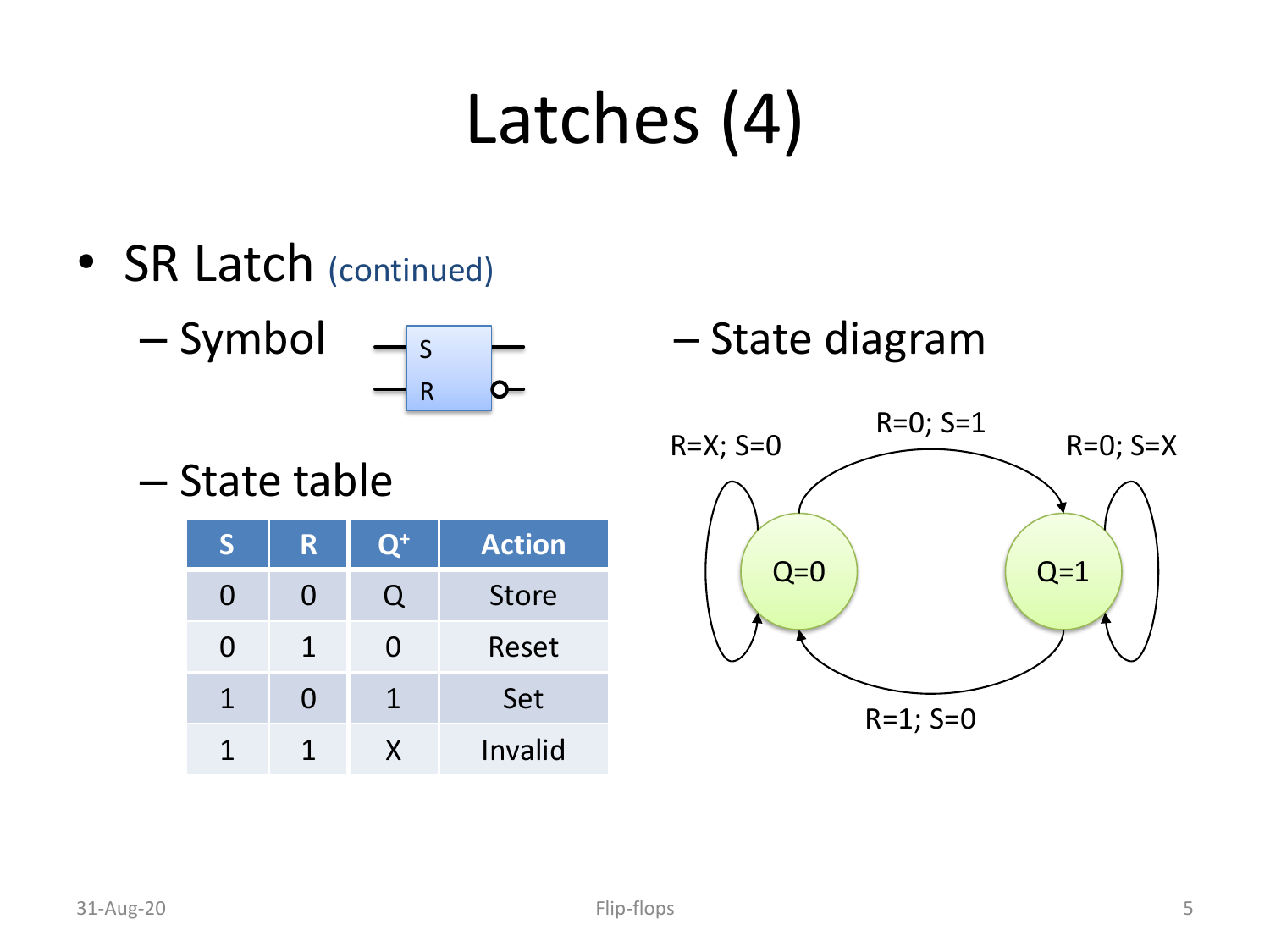# Latches (4)

- SR Latch (continued)
  - Symbol

S
R

  - State diagram

R=X; S=0

R=0; S=1

R=0; S=X

Q=0

Q=1

R=1; S=0

  - State table

| S | R | $Q^+$ | Action |
|---|---|---|---|
| 0 | 0 | Q | Store |
| 0 | 1 | 0 | Reset |
| 1 | 0 | 1 | Set |
| 1 | 1 | X | Invalid |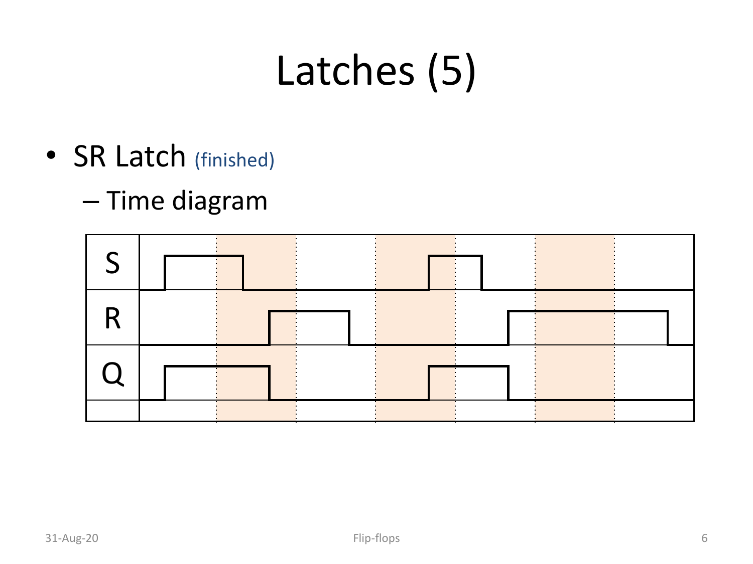# Latches (5)

- SR Latch (finished)
  - Time diagram

| S |
|---|
| R |
| Q |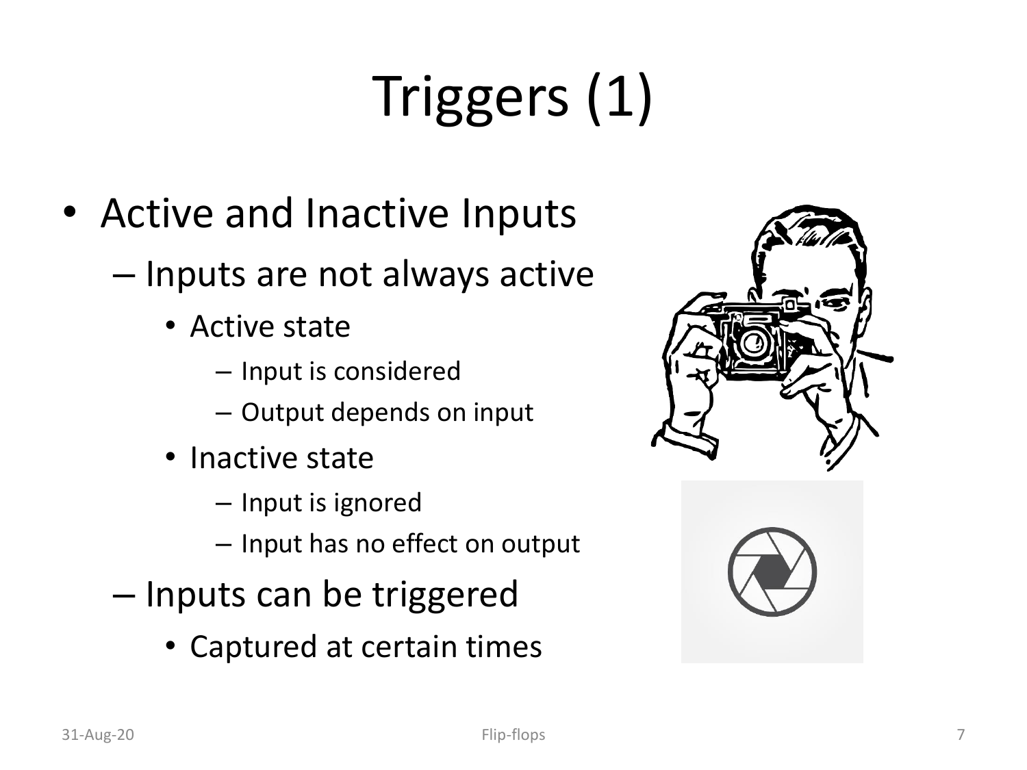# Triggers (1)

- Active and Inactive Inputs
  - Inputs are not always active
    - Active state
      - Input is considered
      - Output depends on input
    - Inactive state
      - Input is ignored
      - Input has no effect on output
  - Inputs can be triggered
    - Captured at certain times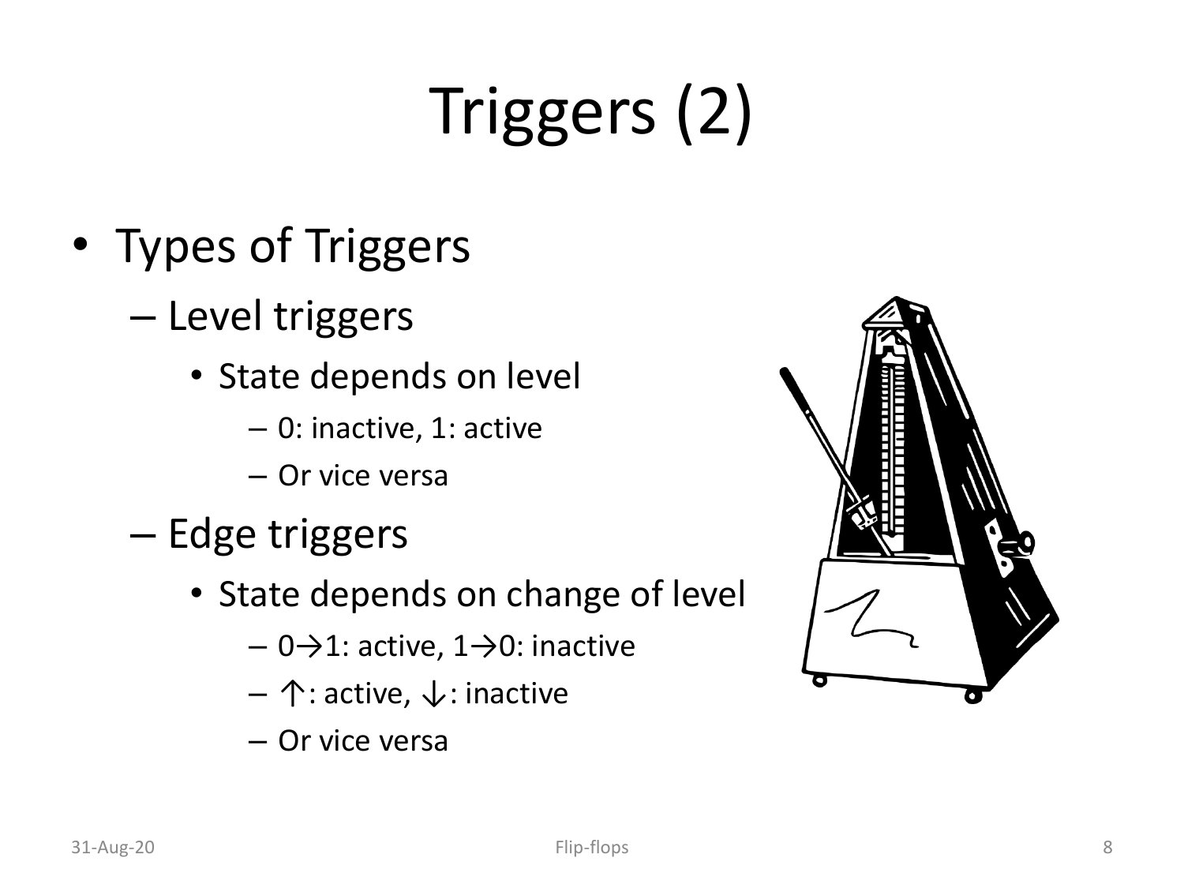# Triggers (2)

- Types of Triggers
  - Level triggers
    - State depends on level
      - 0: inactive, 1: active
      - Or vice versa
  - Edge triggers
    - State depends on change of level
      - 0→1: active, 1→0: inactive
      - ↑: active, ↓: inactive
      - Or vice versa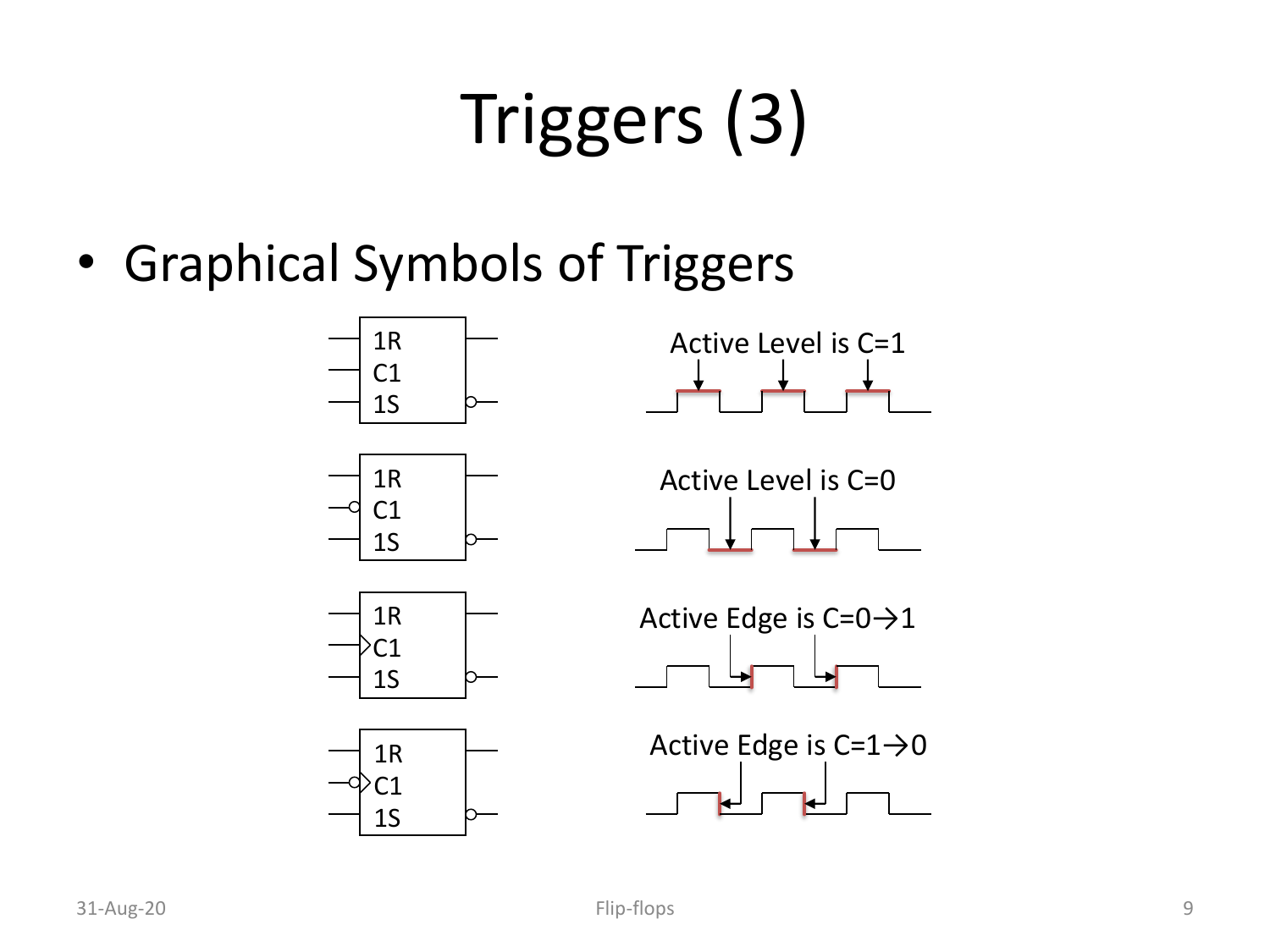# Triggers (3)

- Graphical Symbols of Triggers

1R
C1
1S

Active Level is C=1

1R
C1
1S

Active Level is C=0

1R
C1
1S

Active Edge is C=0→1

1R
C1
1S

Active Edge is C=1→0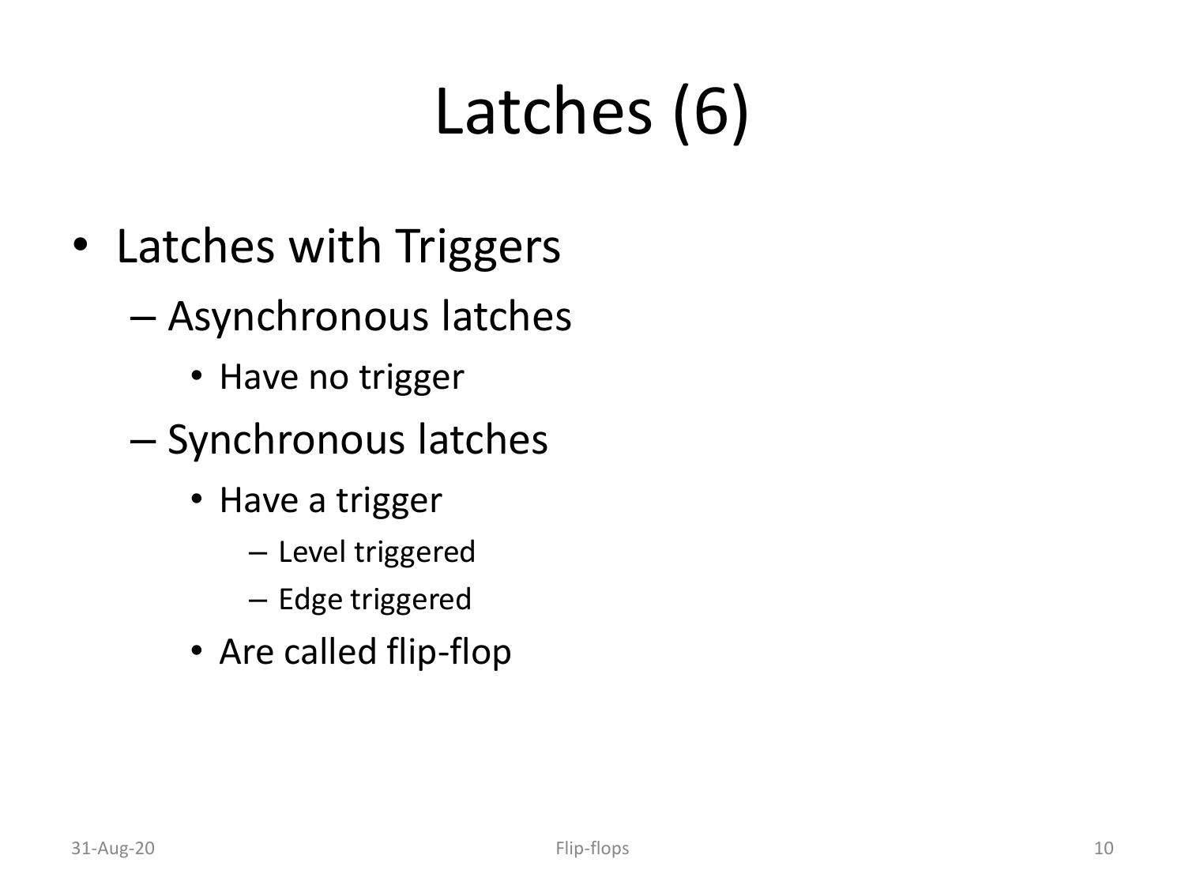# Latches (6)

- Latches with Triggers
  - Asynchronous latches
    - Have no trigger
  - Synchronous latches
    - Have a trigger
      - Level triggered
      - Edge triggered
    - Are called flip-flop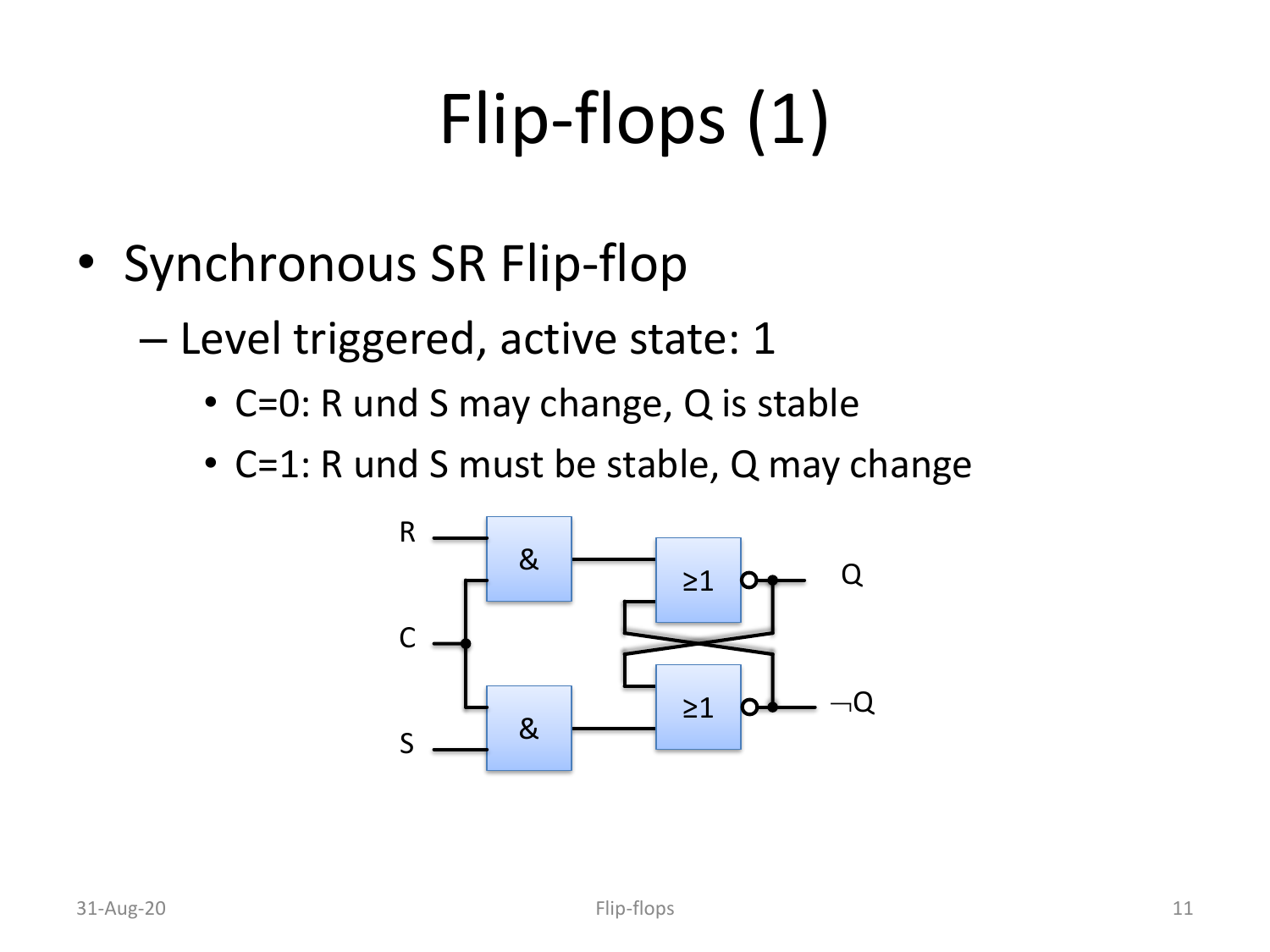# Flip-flops (1)

- Synchronous SR Flip-flop
  - Level triggered, active state: 1
    - C=0: R und S may change, Q is stable
    - C=1: R und S must be stable, Q may change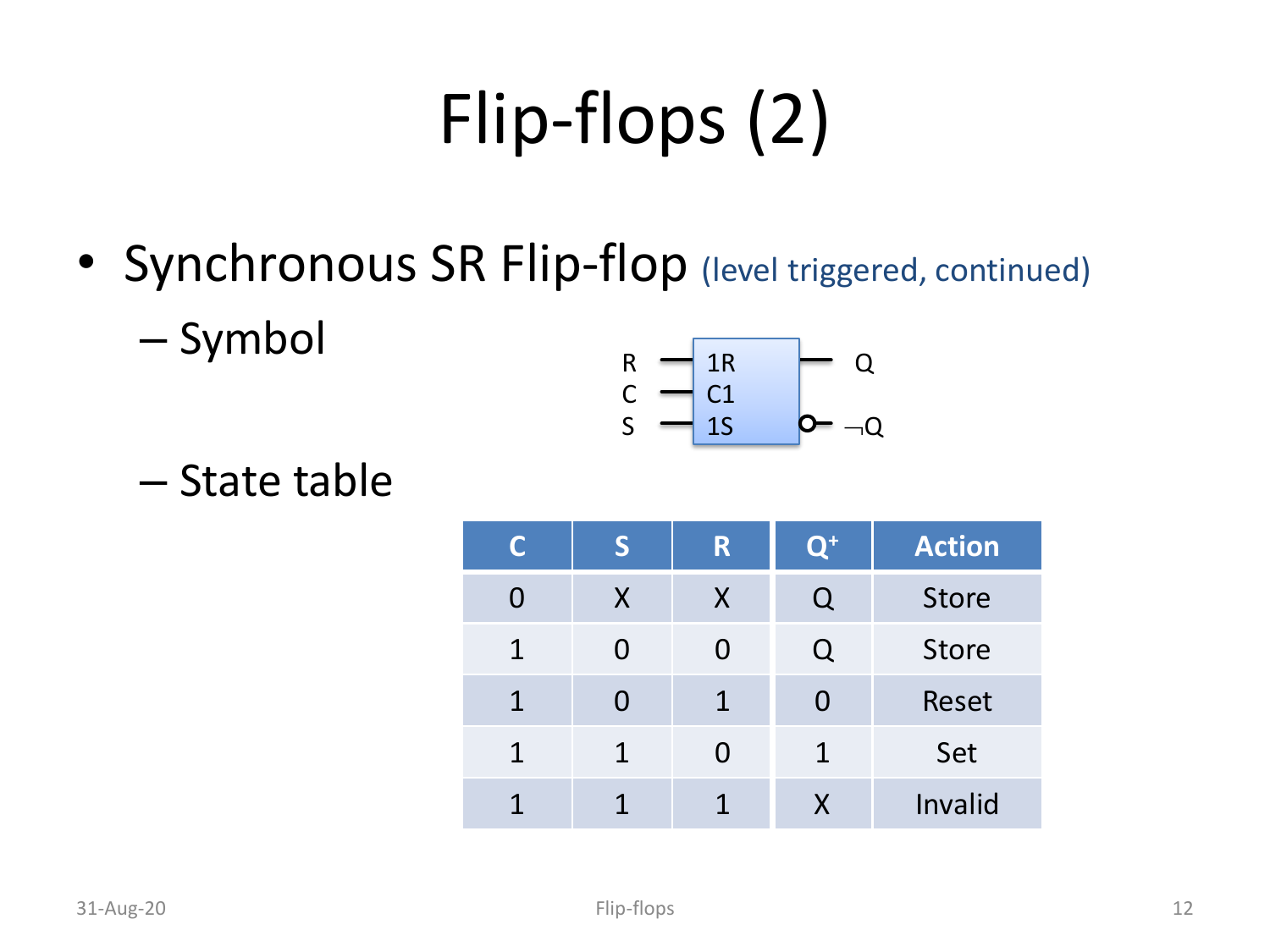# Flip-flops (2)

- Synchronous SR Flip-flop (level triggered, continued)
  - Symbol
  - State table

| C | S | R | $Q^+$ | Action |
|---|---|---|---|---|
| 0 | X | X | Q | Store |
| 1 | 0 | 0 | Q | Store |
| 1 | 0 | 1 | 0 | Reset |
| 1 | 1 | 0 | 1 | Set |
| 1 | 1 | 1 | X | Invalid |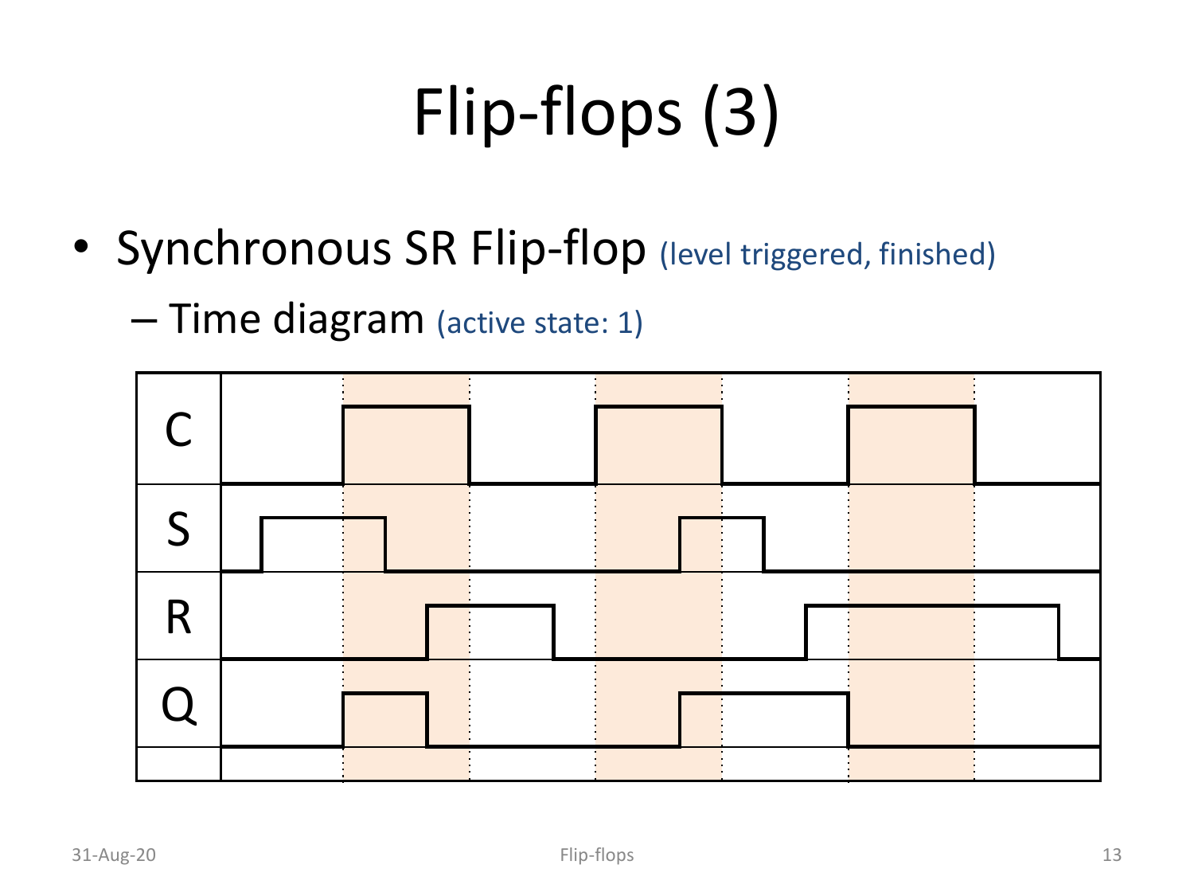# Flip-flops (3)

- Synchronous SR Flip-flop (level triggered, finished)
  - Time diagram (active state: 1)

| C |
| --- |
| S |
| R |
| Q |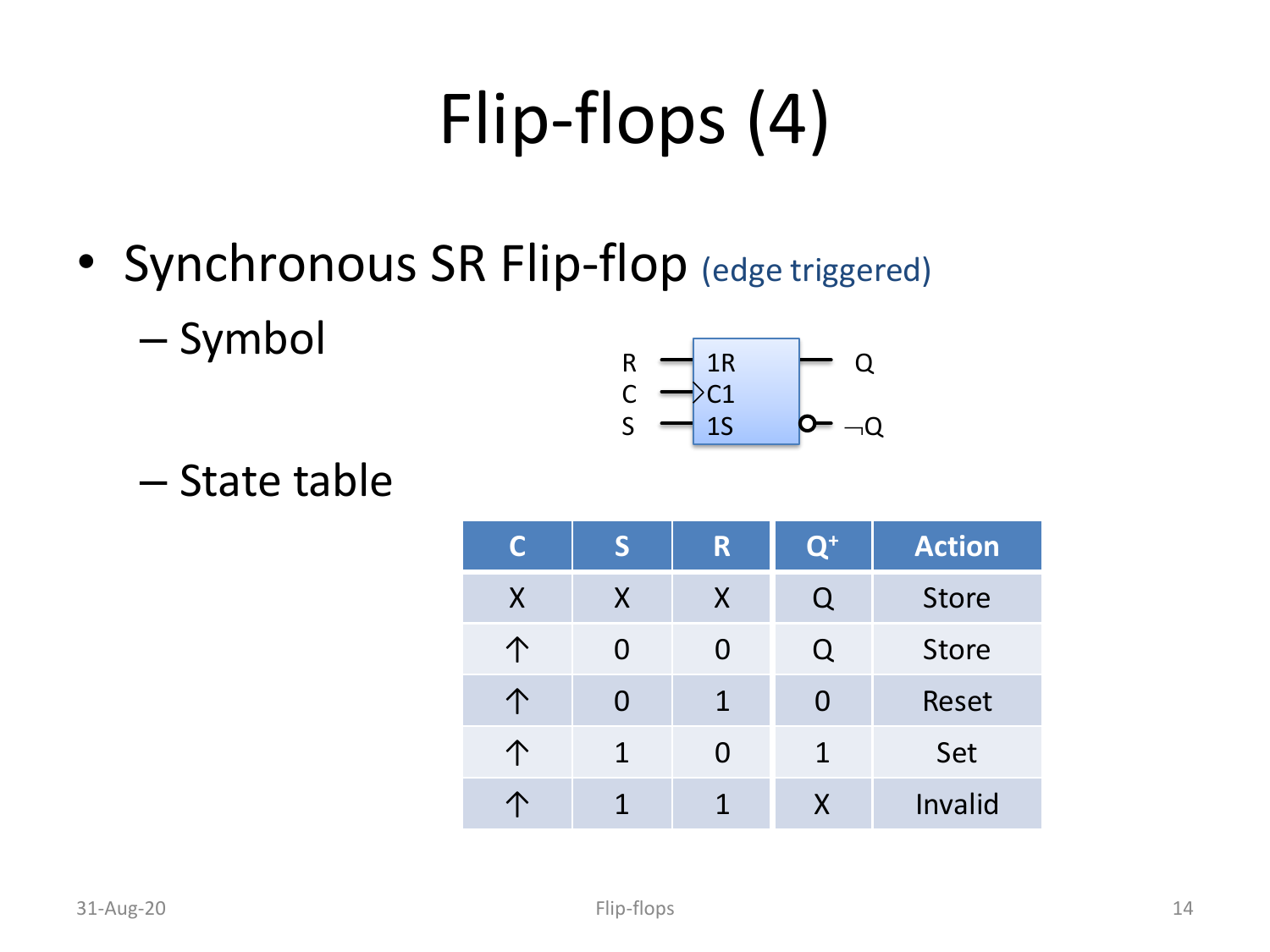# Flip-flops (4)

- Synchronous SR Flip-flop (edge triggered)
  - Symbol
  
  R — 1R — Q
  C — >C1
  S — 1S — o ¬Q

  - State table

| C | S | R | $Q^+$ | Action |
|---|---|---|---|---|
| X | X | X | Q | Store |
| ↑ | 0 | 0 | Q | Store |
| ↑ | 0 | 1 | 0 | Reset |
| ↑ | 1 | 0 | 1 | Set |
| ↑ | 1 | 1 | X | Invalid |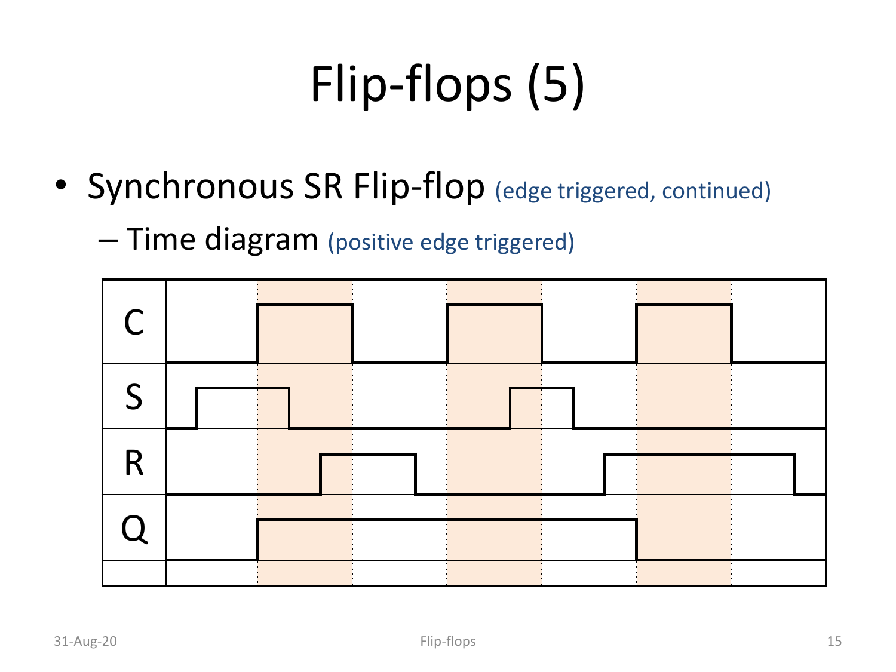# Flip-flops (5)

- Synchronous SR Flip-flop (edge triggered, continued)
  - Time diagram (positive edge triggered)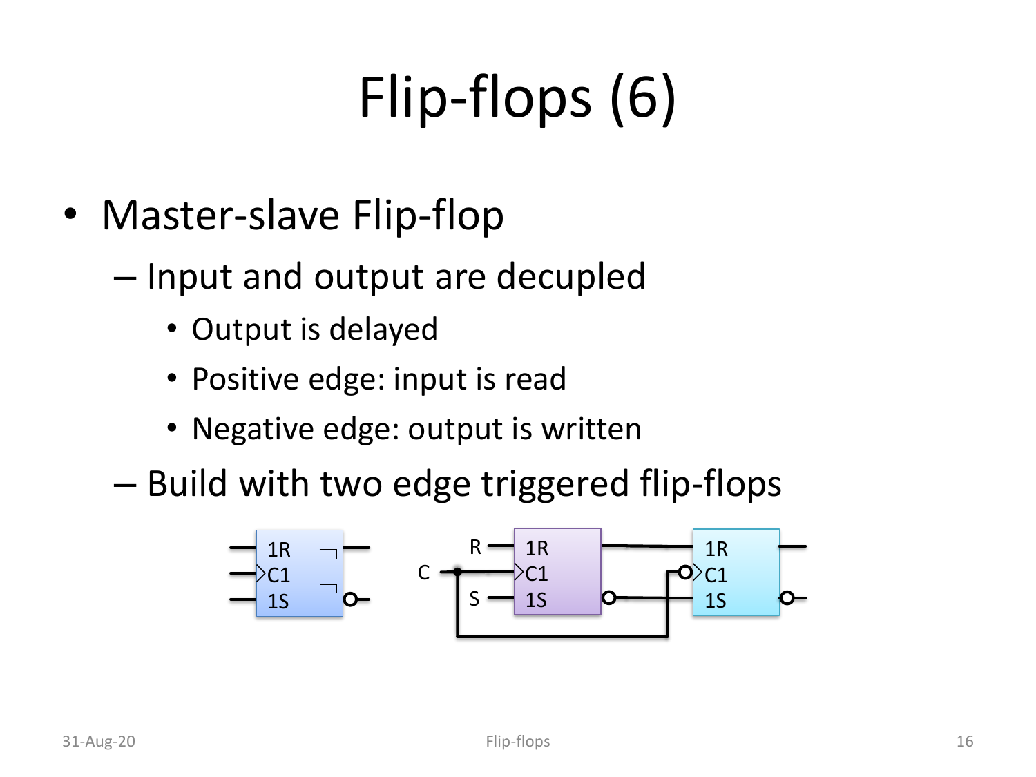# Flip-flops (6)

- Master-slave Flip-flop
  - Input and output are decupled
    - Output is delayed
    - Positive edge: input is read
    - Negative edge: output is written
  - Build with two edge triggered flip-flops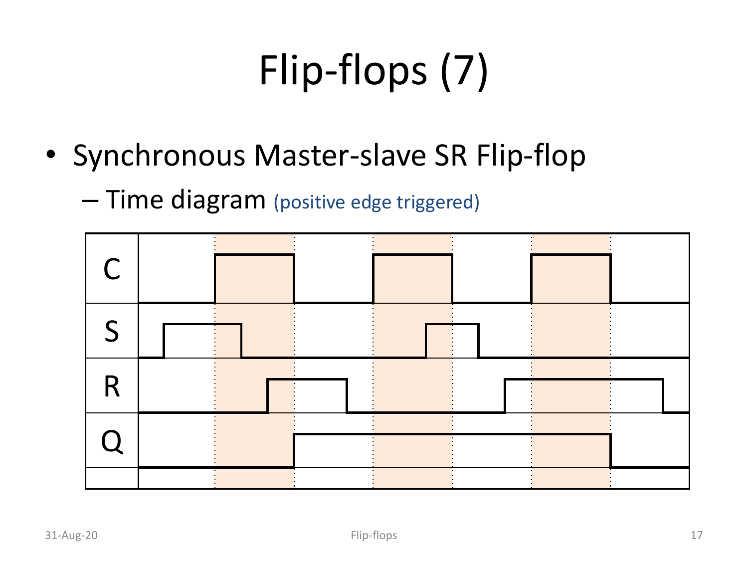# Flip-flops (7)

- Synchronous Master-slave SR Flip-flop
  - Time diagram (positive edge triggered)

| C |
|---|
| S |
| R |
| Q |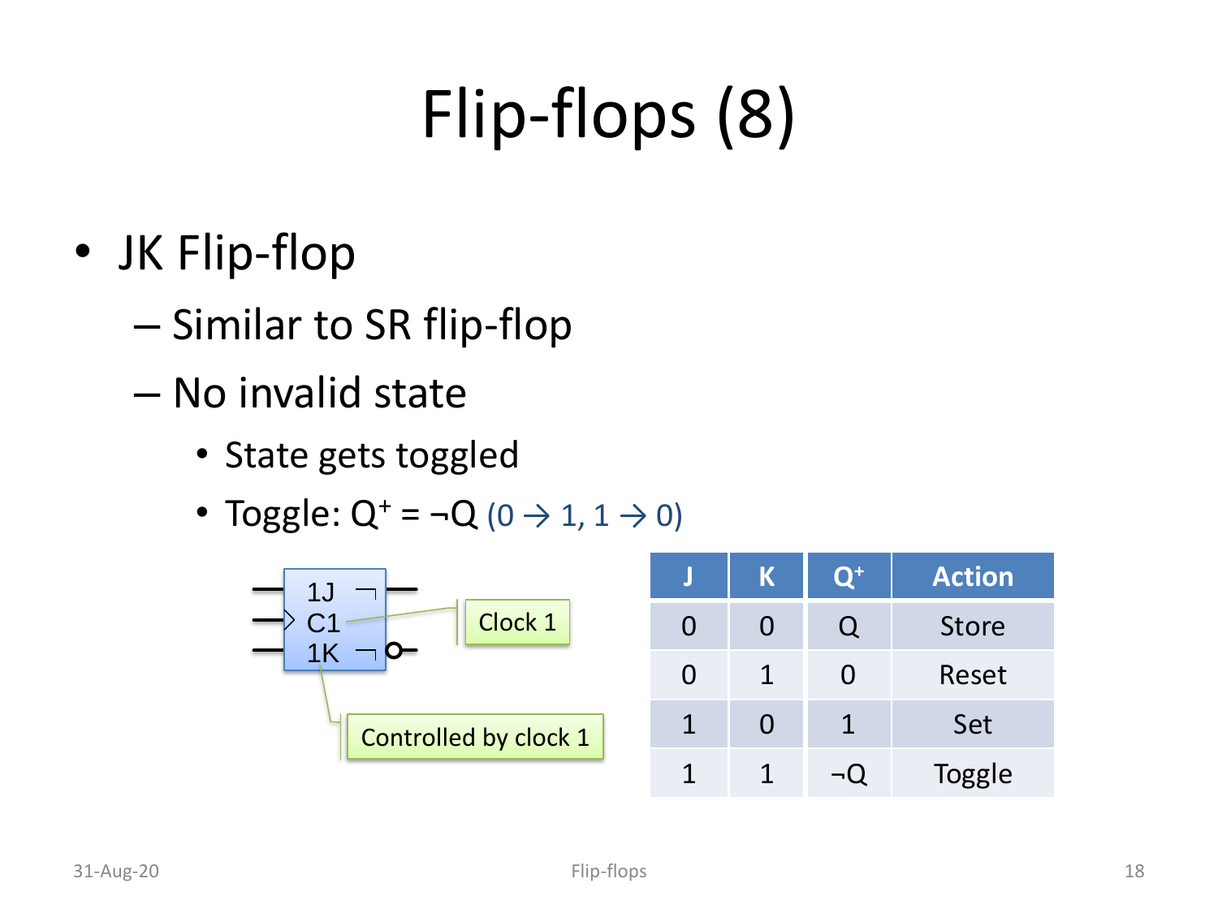# Flip-flops (8)

- JK Flip-flop
  - Similar to SR flip-flop
  - No invalid state
    - State gets toggled
    - Toggle: $Q^+ = \neg Q$ (0 → 1, 1 → 0)

| J | K | $Q^+$ | Action |
|---|---|---|---|
| 0 | 0 | $Q$ | Store |
| 0 | 1 | 0 | Reset |
| 1 | 0 | 1 | Set |
| 1 | 1 | $\neg Q$ | Toggle |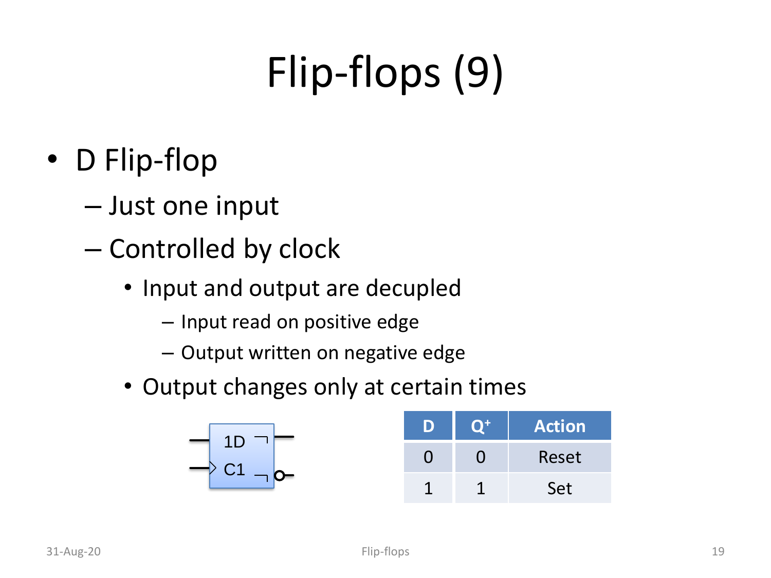# Flip-flops (9)

- D Flip-flop
  - Just one input
  - Controlled by clock
    - Input and output are decupled
      - Input read on positive edge
      - Output written on negative edge
    - Output changes only at certain times

1D
C1

| D | $Q^+$ | Action |
|---|---|---|
| 0 | 0 | Reset |
| 1 | 1 | Set |